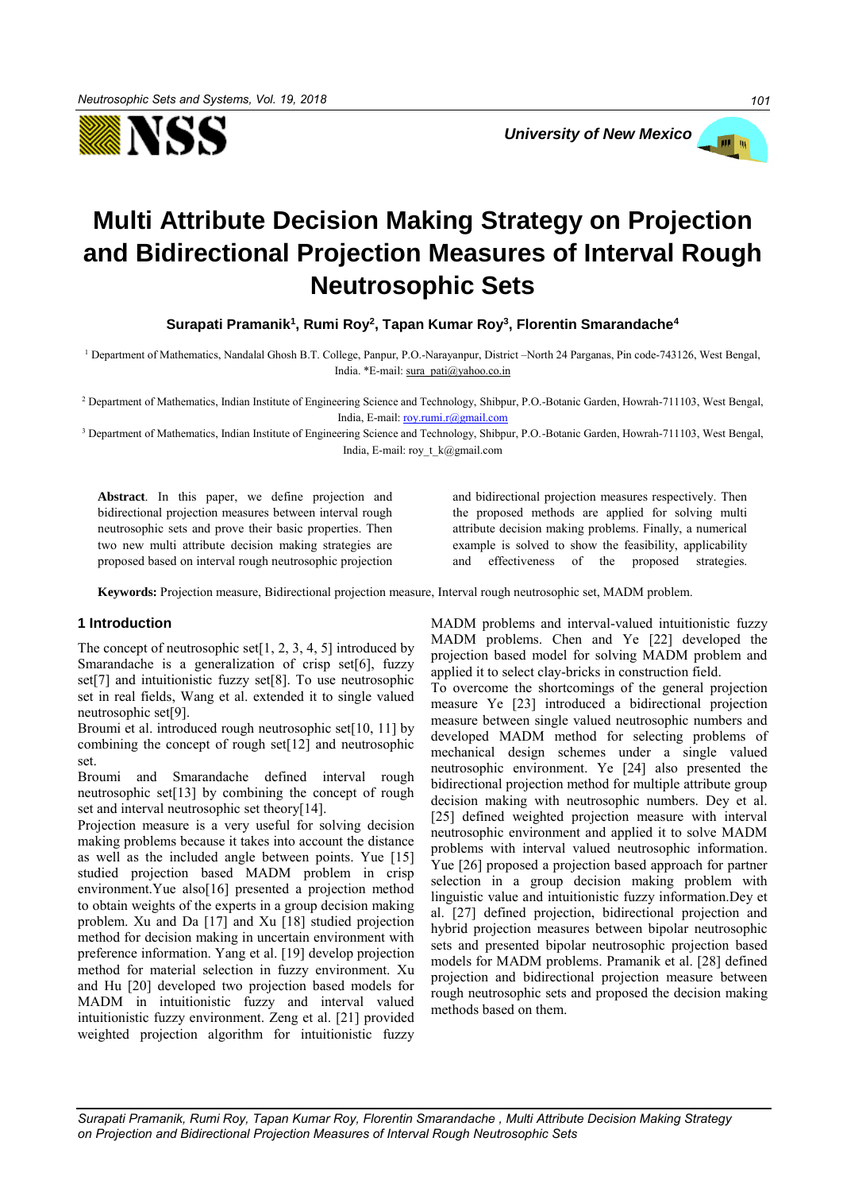# Multi Attribute Decision Making Strategy on Projection and Bidirectional Projection Measures of Interval Rough Neutrosophic Sets

**Surapati Pramanik[1], Rumi Roy[2], Tapan Kumar Roy[3], Florentin Smarandache[4]**

[1] Department of Mathematics, Nandalal Ghosh B.T. College, Panpur, P.O.-Narayanpur, District –North 24 Parganas, Pin code-743126, West Bengal, India. *E-mail: sura_pati@yahoo.co.in

[2] Department of Mathematics, Indian Institute of Engineering Science and Technology, Shibpur, P.O.-Botanic Garden, Howrah-711103, West Bengal, India, E-mail: roy.rumi.r@gmail.com

[3] Department of Mathematics, Indian Institute of Engineering Science and Technology, Shibpur, P.O.-Botanic Garden, Howrah-711103, West Bengal, India, E-mail: roy_t_k@gmail.com

**Abstract**. In this paper, we define projection and bidirectional projection measures between interval rough neutrosophic sets and prove their basic properties. Then two new multi attribute decision making strategies are proposed based on interval rough neutrosophic projection and bidirectional projection measures respectively. Then the proposed methods are applied for solving multi attribute decision making problems. Finally, a numerical example is solved to show the feasibility, applicability and effectiveness of the proposed strategies.

**Keywords:** Projection measure, Bidirectional projection measure, Interval rough neutrosophic set, MADM problem.

## 1 Introduction

The concept of neutrosophic set[1, 2, 3, 4, 5] introduced by Smarandache is a generalization of crisp set[6], fuzzy set[7] and intuitionistic fuzzy set[8]. To use neutrosophic set in real fields, Wang et al. extended it to single valued neutrosophic set[9].

Broumi et al. introduced rough neutrosophic set[10, 11] by combining the concept of rough set[12] and neutrosophic set.

Broumi and Smarandache defined interval rough neutrosophic set[13] by combining the concept of rough set and interval neutrosophic set theory[14].

Projection measure is a very useful for solving decision making problems because it takes into account the distance as well as the included angle between points. Yue [15] studied projection based MADM problem in crisp environment.Yue also[16] presented a projection method to obtain weights of the experts in a group decision making problem. Xu and Da [17] and Xu [18] studied projection method for decision making in uncertain environment with preference information. Yang et al. [19] develop projection method for material selection in fuzzy environment. Xu and Hu [20] developed two projection based models for MADM in intuitionistic fuzzy and interval valued intuitionistic fuzzy environment. Zeng et al. [21] provided weighted projection algorithm for intuitionistic fuzzy MADM problems and interval-valued intuitionistic fuzzy MADM problems. Chen and Ye [22] developed the projection based model for solving MADM problem and applied it to select clay-bricks in construction field.

To overcome the shortcomings of the general projection measure Ye [23] introduced a bidirectional projection measure between single valued neutrosophic numbers and developed MADM method for selecting problems of mechanical design schemes under a single valued neutrosophic environment. Ye [24] also presented the bidirectional projection method for multiple attribute group decision making with neutrosophic numbers. Dey et al. [25] defined weighted projection measure with interval neutrosophic environment and applied it to solve MADM problems with interval valued neutrosophic information. Yue [26] proposed a projection based approach for partner selection in a group decision making problem with linguistic value and intuitionistic fuzzy information.Dey et al. [27] defined projection, bidirectional projection and hybrid projection measures between bipolar neutrosophic sets and presented bipolar neutrosophic projection based models for MADM problems. Pramanik et al. [28] defined projection and bidirectional projection measure between rough neutrosophic sets and proposed the decision making methods based on them.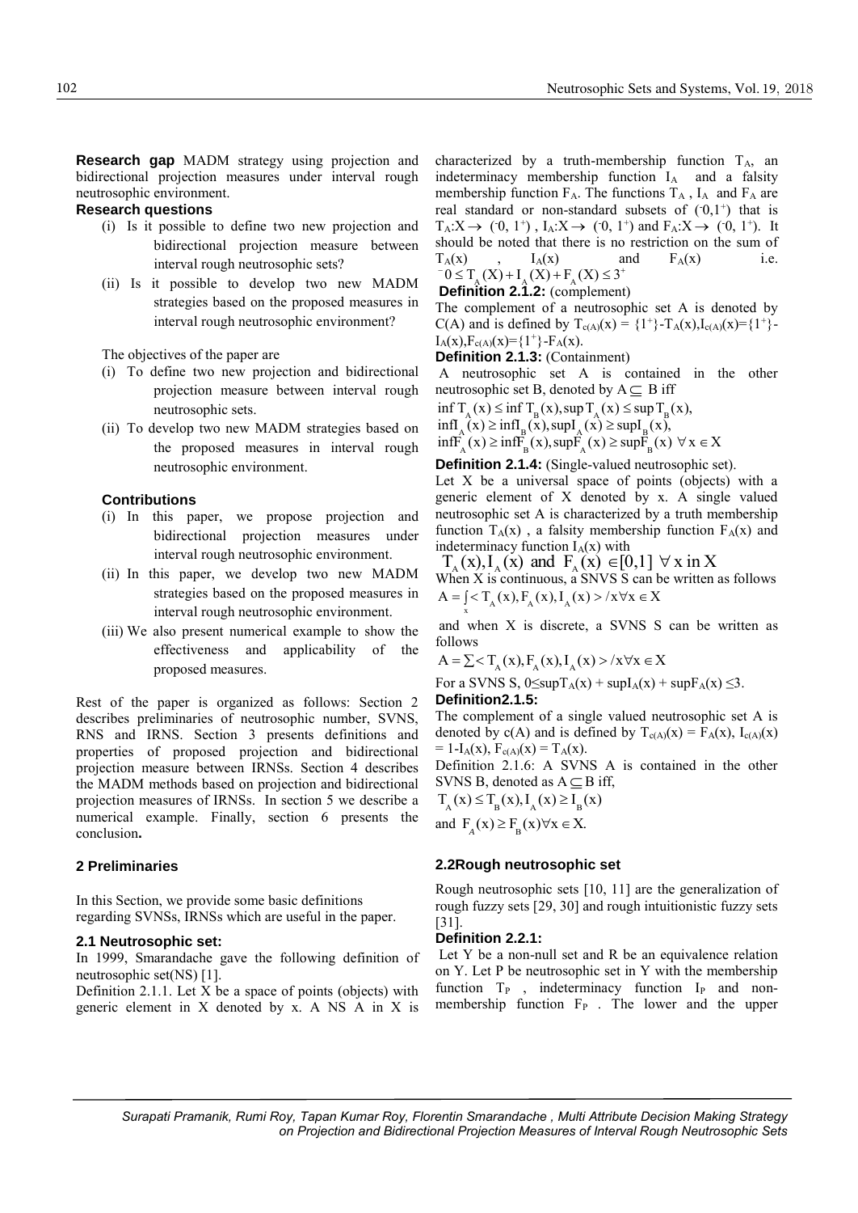**Research gap** MADM strategy using projection and bidirectional projection measures under interval rough neutrosophic environment.

**Research questions**

(i) Is it possible to define two new projection and bidirectional projection measure between interval rough neutrosophic sets?

(ii) Is it possible to develop two new MADM strategies based on the proposed measures in interval rough neutrosophic environment?

The objectives of the paper are

(i) To define two new projection and bidirectional projection measure between interval rough neutrosophic sets.

(ii) To develop two new MADM strategies based on the proposed measures in interval rough neutrosophic environment.

**Contributions**

(i) In this paper, we propose projection and bidirectional projection measures under interval rough neutrosophic environment.

(ii) In this paper, we develop two new MADM strategies based on the proposed measures in interval rough neutrosophic environment.

(iii) We also present numerical example to show the effectiveness and applicability of the proposed measures.

Rest of the paper is organized as follows: Section 2 describes preliminaries of neutrosophic number, SVNS, RNS and IRNS. Section 3 presents definitions and properties of proposed projection and bidirectional projection measure between IRNSs. Section 4 describes the MADM methods based on projection and bidirectional projection measures of IRNSs. In section 5 we describe a numerical example. Finally, section 6 presents the conclusion**.**

## 2 Preliminaries

In this Section, we provide some basic definitions regarding SVNSs, IRNSs which are useful in the paper.

### 2.1 Neutrosophic set:

In 1999, Smarandache gave the following definition of neutrosophic set(NS) [1].

Definition 2.1.1. Let X be a space of points (objects) with generic element in X denoted by x. A NS A in X is characterized by a truth-membership function $T_A$, an indeterminacy membership function $I_A$ and a falsity membership function $F_A$. The functions $T_A$ , $I_A$ and $F_A$ are real standard or non-standard subsets of $(^-0,1^+)$ that is $T_A:X \rightarrow (^-0, 1^+)$ , $I_A:X \rightarrow (^-0, 1^+)$ and $F_A:X \rightarrow (^-0, 1^+)$. It should be noted that there is no restriction on the sum of $T_A(x)$ , $I_A(x)$ and $F_A(x)$ i.e.

$$^-0 \le T_A(X) + I_A(X) + F_A(X) \le 3^+$$

**Definition 2.1.2:** (complement)

The complement of a neutrosophic set A is denoted by C(A) and is defined by $T_{c(A)}(x) = \{1^+\}-T_A(x), I_{c(A)}(x)=\{1^+\}-I_A(x), F_{c(A)}(x)=\{1^+\}-F_A(x)$.

**Definition 2.1.3:** (Containment)

A neutrosophic set A is contained in the other neutrosophic set B, denoted by $A \subseteq B$ iff

$$\inf T_A(x) \le \inf T_B(x), \sup T_A(x) \le \sup T_B(x),$$
$$\inf I_A(x) \ge \inf I_B(x), \sup I_A(x) \ge \sup I_B(x),$$
$$\inf F_A(x) \ge \inf F_B(x), \sup F_A(x) \ge \sup F_B(x) \ \forall x \in X$$

**Definition 2.1.4:** (Single-valued neutrosophic set).

Let X be a universal space of points (objects) with a generic element of X denoted by x. A single valued neutrosophic set A is characterized by a truth membership function $T_A(x)$ , a falsity membership function $F_A(x)$ and indeterminacy function $I_A(x)$ with

$$T_A(x), I_A(x) \text{ and } F_A(x) \in [0,1] \ \forall \text{ x in X}$$

When X is continuous, a SNVS S can be written as follows

$$A = \int_x < T_A(x), F_A(x), I_A(x) > /x \forall x \in X$$

and when X is discrete, a SVNS S can be written as follows

$$A = \sum < T_A(x), F_A(x), I_A(x) > /x \forall x \in X$$

For a SVNS S, $0 \le \sup T_A(x) + \sup I_A(x) + \sup F_A(x) \le 3$.

**Definition2.1.5:**

The complement of a single valued neutrosophic set A is denoted by c(A) and is defined by $T_{c(A)}(x) = F_A(x)$, $I_{c(A)}(x) = 1-I_A(x)$, $F_{c(A)}(x) = T_A(x)$.

Definition 2.1.6: A SVNS A is contained in the other SVNS B, denoted as $A \subseteq B$ iff,

$$T_A(x) \le T_B(x), I_A(x) \ge I_B(x)$$
$$\text{and } F_A(x) \ge F_B(x) \forall x \in X.$$

### 2.2Rough neutrosophic set

Rough neutrosophic sets [10, 11] are the generalization of rough fuzzy sets [29, 30] and rough intuitionistic fuzzy sets [31].

**Definition 2.2.1:**

Let Y be a non-null set and R be an equivalence relation on Y. Let P be neutrosophic set in Y with the membership function $T_P$ , indeterminacy function $I_P$ and non-membership function $F_P$ . The lower and the upper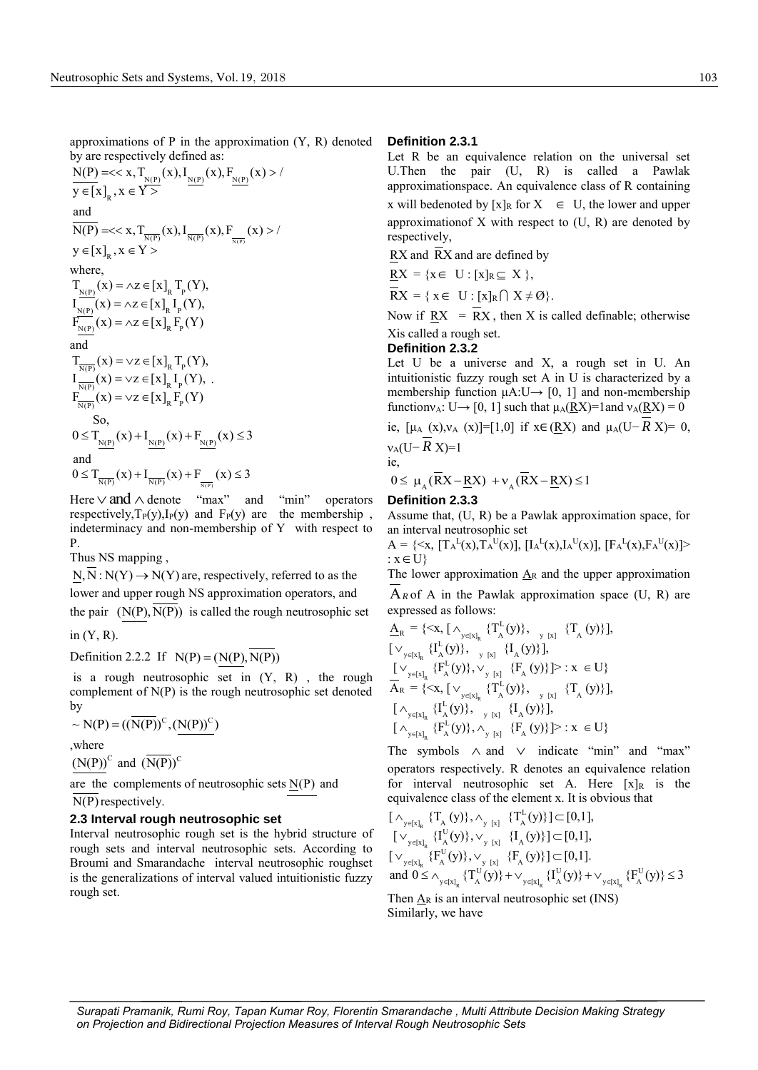approximations of P in the approximation (Y, R) denoted by are respectively defined as:

$$\underline{N(P)} = << x, T_{\underline{N(P)}}(x), I_{\underline{N(P)}}(x), F_{\underline{N(P)}}(x) > / y \in [x]_R, x \in Y >$$

and

$$\overline{N(P)} = << x, T_{\overline{N(P)}}(x), I_{\overline{N(P)}}(x), F_{\overline{N(P)}}(x) > / y \in [x]_R, x \in Y >$$

where,

$$T_{\underline{N(P)}}(x) = \wedge z \in [x]_R T_P(Y),$$
$$I_{\underline{N(P)}}(x) = \wedge z \in [x]_R I_P(Y),$$
$$F_{\underline{N(P)}}(x) = \wedge z \in [x]_R F_P(Y)$$

and

$$T_{\overline{N(P)}}(x) = \vee z \in [x]_R T_P(Y),$$
$$I_{\overline{N(P)}}(x) = \vee z \in [x]_R I_P(Y),$$
$$F_{\overline{N(P)}}(x) = \vee z \in [x]_R F_P(Y)$$

So,

$$0 \le T_{\underline{N(P)}}(x) + I_{\underline{N(P)}}(x) + F_{\underline{N(P)}}(x) \le 3$$

and

$$0 \le T_{\overline{N(P)}}(x) + I_{\overline{N(P)}}(x) + F_{\overline{N(P)}}(x) \le 3$$

Here $\vee$ and $\wedge$ denote "max" and "min" operators respectively, $T_P(y)$, $I_P(y)$ and $F_P(y)$ are the membership , indeterminacy and non-membership of Y with respect to P.

Thus NS mapping ,

$\underline{N}, \overline{N} : N(Y) \to N(Y)$ are, respectively, referred to as the lower and upper rough NS approximation operators, and the pair $(\underline{N(P)}, \overline{N(P)})$ is called the rough neutrosophic set in (Y, R).

Definition 2.2.2 If $N(P) = (\underline{N(P)}, \overline{N(P)})$ is a rough neutrosophic set in (Y, R) , the rough complement of N(P) is the rough neutrosophic set denoted by

$$\sim N(P) = ((\overline{N(P)})^C, (\underline{N(P)})^C)$$

,where

$(\underline{N(P)})^C$ and $(\overline{N(P)})^C$

are the complements of neutrosophic sets $\underline{N}(P)$ and $\overline{N(P)}$ respectively.

### 2.3 Interval rough neutrosophic set

Interval neutrosophic rough set is the hybrid structure of rough sets and interval neutrosophic sets. According to Broumi and Smarandache interval neutrosophic roughset is the generalizations of interval valued intuitionistic fuzzy rough set.

**Definition 2.3.1**

Let R be an equivalence relation on the universal set U.Then the pair (U, R) is called a Pawlak approximationspace. An equivalence class of R containing x will bedenoted by $[x]_R$ for X $\in$ U, the lower and upper approximationof X with respect to (U, R) are denoted by respectively,

$\underline{R}X$ and $\overline{R}X$ and are defined by

$\underline{R}X$ = {x$\in$ U : $[x]_R \subseteq$ X },

$\overline{R}X$ = { x$\in$ U : $[x]_R \cap$ X $\neq \emptyset$}.

Now if $\underline{R}X = \overline{R}X$, then X is called definable; otherwise Xis called a rough set.

**Definition 2.3.2**

Let U be a universe and X, a rough set in U. An intuitionistic fuzzy rough set A in U is characterized by a membership function $\mu A$:U→ [0, 1] and non-membership function$\nu_A$: U→ [0, 1] such that $\mu_A(\underline{R}X)$=1and $\nu_A(\underline{R}X)$ = 0

ie, $[\mu_A(x), \nu_A(x)]$=[1,0] if x$\in$ ($\underline{R}X$) and $\mu_A(U-\overline{R}X)$= 0, $\nu_A(U-\overline{R}X)$=1

ie,

$$0 \le \mu_A(\overline{R}X - \underline{R}X) + \nu_A(\overline{R}X - \underline{R}X) \le 1$$

**Definition 2.3.3**

Assume that, (U, R) be a Pawlak approximation space, for an interval neutrosophic set

A = {<x, $[T_A^L(x), T_A^U(x)]$, $[I_A^L(x), I_A^U(x)]$, $[F_A^L(x), F_A^U(x)]$> : x$\in$U}

The lower approximation $\underline{A}_R$ and the upper approximation $\overline{A}_R$ of A in the Pawlak approximation space (U, R) are expressed as follows:

$$\underline{A}_R = \{<x, [\wedge_{y\in[x]_R}\{T_A^L(y)\}, \wedge_{y\in[x]_R}\{T_A^U(y)\}], [\vee_{y\in[x]_R}\{I_A^L(y)\}, \vee_{y\in[x]_R}\{I_A^U(y)\}], [\vee_{y\in[x]_R}\{F_A^L(y)\}, \vee_{y\in[x]_R}\{F_A^U(y)\}]> : x \in U\}$$

$$\overline{A}_R = \{<x, [\vee_{y\in[x]_R}\{T_A^L(y)\}, \vee_{y\in[x]_R}\{T_A^U(y)\}], [\wedge_{y\in[x]_R}\{I_A^L(y)\}, \wedge_{y\in[x]_R}\{I_A^U(y)\}], [\wedge_{y\in[x]_R}\{F_A^L(y)\}, \wedge_{y\in[x]_R}\{F_A^U(y)\}]> : x \in U\}$$

The symbols $\wedge$ and $\vee$ indicate "min" and "max" operators respectively. R denotes an equivalence relation for interval neutrosophic set A. Here $[x]_R$ is the equivalence class of the element x. It is obvious that

$$[\wedge_{y\in[x]_R}\{T_A(y)\}, \wedge_{y\in[x]}\{T_A^L(y)\}] \subset [0,1],$$
$$[\vee_{y\in[x]_R}\{I_A^U(y)\}, \vee_{y\in[x]}\{I_A(y)\}] \subset [0,1],$$
$$[\vee_{y\in[x]_R}\{F_A^U(y)\}, \vee_{y\in[x]}\{F_A(y)\}] \subset [0,1].$$
$$\text{and } 0 \le \wedge_{y\in[x]_R}\{T_A^U(y)\} + \vee_{y\in[x]_R}\{I_A^U(y)\} + \vee_{y\in[x]_R}\{F_A^U(y)\} \le 3$$

Then $\underline{A}_R$ is an interval neutrosophic set (INS)

Similarly, we have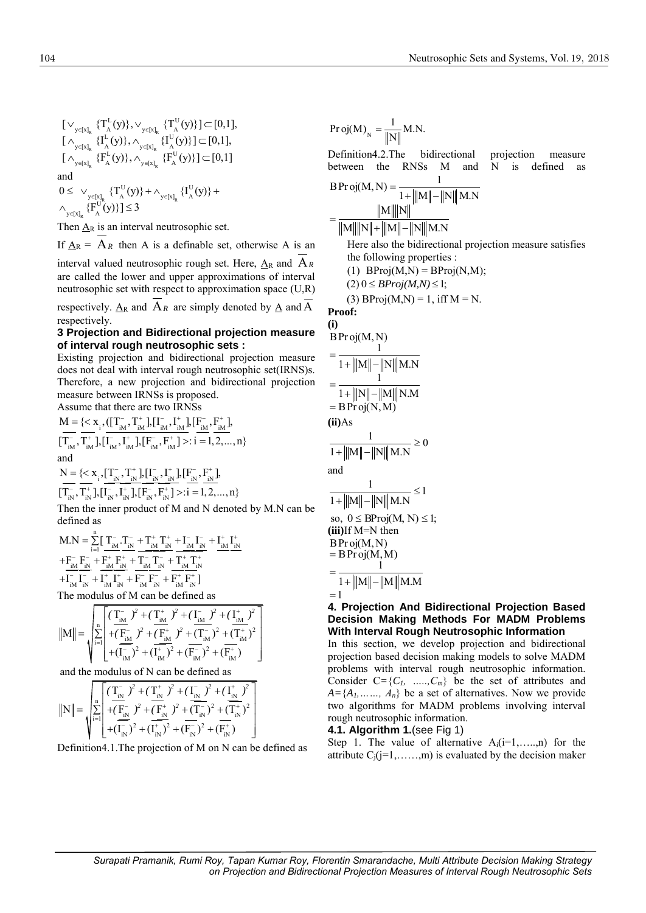$$[\vee_{y\in[x]_R}\{T_A^L(y)\}, \vee_{y\in[x]_R}\{T_A^U(y)\}] \subset [0,1],$$
$$[\wedge_{y\in[x]_R}\{I_A^L(y)\}, \wedge_{y\in[x]_R}\{I_A^U(y)\}] \subset [0,1],$$
$$[\wedge_{y\in[x]_R}\{F_A^L(y)\}, \wedge_{y\in[x]_R}\{F_A^U(y)\}] \subset [0,1]$$

and

$$0 \le \vee_{y\in[x]_R}\{T_A^U(y)\} + \wedge_{y\in[x]_R}\{I_A^U(y)\} + \wedge_{y\in[x]_R}\{F_A^U(y)\}] \le 3$$

Then $\underline{A}_R$ is an interval neutrosophic set.

If $\underline{A}_R = \overline{A}_R$ then A is a definable set, otherwise A is an interval valued neutrosophic rough set. Here, $\underline{A}_R$ and $\overline{A}_R$ are called the lower and upper approximations of interval neutrosophic set with respect to approximation space (U,R) respectively. $\underline{A}_R$ and $\overline{A}_R$ are simply denoted by $\underline{A}$ and $\overline{A}$ respectively.

## 3 Projection and Bidirectional projection measure of interval rough neutrosophic sets :

Existing projection and bidirectional projection measure does not deal with interval rough neutrosophic set(IRNS)s. Therefore, a new projection and bidirectional projection measure between IRNSs is proposed.

Assume that there are two IRNSs

$$M = \{< x_i, ([\underline{T}_{iM}^-, \underline{T}_{iM}^+], [\underline{I}_{iM}^-, \underline{I}_{iM}^+], [\underline{F}_{iM}^-, \underline{F}_{iM}^+], [\overline{T}_{iM}^-, \overline{T}_{iM}^+], [\overline{I}_{iM}^-, \overline{I}_{iM}^+], [\overline{F}_{iM}^-, \overline{F}_{iM}^+] >: i = 1, 2, ..., n\}$$

and

$$N = \{< x_i, [\underline{T}_{iN}^-, \underline{T}_{iN}^+], [\underline{I}_{iN}^-, \underline{I}_{iN}^+], [\underline{F}_{iN}^-, \underline{F}_{iN}^+], [\overline{T}_{iN}^-, \overline{T}_{iN}^+], [\overline{I}_{iN}^-, \overline{I}_{iN}^+], [\overline{F}_{iN}^-, \overline{F}_{iN}^+] >: i = 1, 2, ..., n\}$$

Then the inner product of M and N denoted by M.N can be defined as

$$M.N = \sum_{i=1}^{n}[\underline{T}_{iM}^-.\underline{T}_{iN}^- + \underline{T}_{iM}^+\underline{T}_{iN}^+ + \underline{I}_{iM}^-\underline{I}_{iN}^- + \underline{I}_{iM}^+\underline{I}_{iN}^+ + \underline{F}_{iM}^-\underline{F}_{iN}^- + \underline{F}_{iM}^+\underline{F}_{iN}^+ + \overline{T}_{iM}^-\overline{T}_{iN}^- + \overline{T}_{iM}^+\overline{T}_{iN}^+ + \overline{I}_{iM}^-\overline{I}_{iN}^- + \overline{I}_{iM}^+\overline{I}_{iN}^+ + \overline{F}_{iM}^-\overline{F}_{iN}^- + \overline{F}_{iM}^+\overline{F}_{iN}^+]$$

The modulus of M can be defined as

$$\|M\| = \sqrt{\sum_{i=1}^{n}\begin{bmatrix}(\underline{T}_{iM}^-)^2 + (\underline{T}_{iM}^+)^2 + (\underline{I}_{iM}^-)^2 + (\underline{I}_{iM}^+)^2 \\ +(\underline{F}_{iM}^-)^2 + (\underline{F}_{iM}^+)^2 + (\overline{T}_{iM}^-)^2 + (\overline{T}_{iM}^+)^2 \\ +(\overline{I}_{iM}^-)^2 + (\overline{I}_{iM}^+)^2 + (\overline{F}_{iM}^-)^2 + (\overline{F}_{iM}^+)\end{bmatrix}}$$

and the modulus of N can be defined as

$$\|N\| = \sqrt{\sum_{i=1}^{n}\begin{bmatrix}(\underline{T}_{iN}^-)^2 + (\underline{T}_{iN}^+)^2 + (\underline{I}_{iN}^-)^2 + (\underline{I}_{iN}^+)^2 \\ +(\underline{F}_{iN}^-)^2 + (\underline{F}_{iN}^+)^2 + (\overline{T}_{iN}^-)^2 + (\overline{T}_{iN}^+)^2 \\ +(\overline{I}_{iN}^-)^2 + (\overline{I}_{iN}^+)^2 + (\overline{F}_{iN}^-)^2 + (\overline{F}_{iN}^+)\end{bmatrix}}$$

Definition4.1.The projection of M on N can be defined as

$$\text{Proj}(M)_N = \frac{1}{\|N\|}M.N.$$

Definition4.2.The bidirectional projection measure between the RNSs M and N is defined as

$$\text{BProj}(M,N) = \frac{1}{1 + \left|\|M\| - \|N\|\right| M.N} = \frac{\|M\|\|N\|}{\|M\|\|N\| + \left|\|M\| - \|N\|\right| M.N}$$

Here also the bidirectional projection measure satisfies the following properties :

(1) BProj(M,N) = BProj(N,M);

(2) $0 \le BProj(M,N) \le 1$;

(3) BProj(M,N) = 1, iff M = N.

**Proof:**

**(i)**

$$\text{BProj}(M,N) = \frac{1}{1 + \left|\|M\| - \|N\|\right| M.N} = \frac{1}{1 + \left|\|N\| - \|M\|\right| N.M} = \text{BProj}(N,M)$$

**(ii)**As

$$\frac{1}{1 + \left|\|M\| - \|N\|\right| M.N} \ge 0$$

and

$$\frac{1}{1 + \left|\|M\| - \|N\|\right| M.N} \le 1$$

so, $0 \le \text{BProj}(M, N) \le 1$;

**(iii)**If M=N then

$$\text{BProj}(M,N) = \text{BProj}(M,M) = \frac{1}{1 + \left|\|M\| - \|M\|\right| M.M} = 1$$

## 4. Projection And Bidirectional Projection Based Decision Making Methods For MADM Problems With Interval Rough Neutrosophic Information

In this section, we develop projection and bidirectional projection based decision making models to solve MADM problems with interval rough neutrosophic information. Consider $C=\{C_1, .....,C_m\}$ be the set of attributes and $A=\{A_1,......, A_n\}$ be a set of alternatives. Now we provide two algorithms for MADM problems involving interval rough neutrosophic information.

### 4.1. Algorithm 1.(see Fig 1)

Step 1. The value of alternative $A_i$(i=1,…..,n) for the attribute $C_j$(j=1,…….,m) is evaluated by the decision maker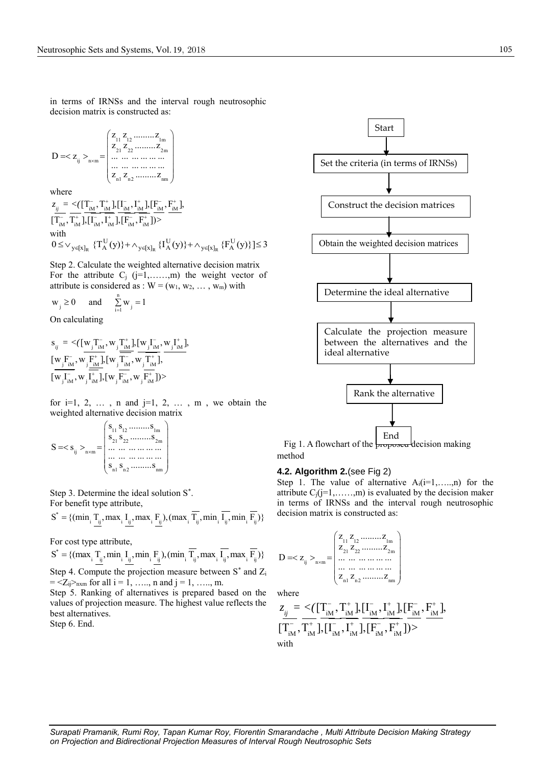in terms of IRNSs and the interval rough neutrosophic decision matrix is constructed as:

$$D = \langle z_{ij} \rangle_{n\times m} = \begin{pmatrix} z_{11}\ z_{12}\ .........z_{1m} \\ z_{21}\ z_{22}\ .........z_{2m} \\ ...\ ...\ ...\ ...\ ...\ ... \\ ...\ ...\ ...\ ...\ ...\ ... \\ z_{n1}\ z_{n2}\ .........z_{nm} \end{pmatrix}$$

where

$$z_{ij} = \langle ([\underline{T^{-}_{iM}}, \underline{T^{+}_{iM}}], [\underline{I^{-}_{iM}}, \underline{I^{+}_{iM}}], [\underline{F^{-}_{iM}}, \underline{F^{+}_{iM}}], [\overline{T^{-}_{iM}}, \overline{T^{+}_{iM}}], [\overline{I^{-}_{iM}}, \overline{I^{+}_{iM}}], [\overline{F^{-}_{iM}}, \overline{F^{+}_{iM}}]) \rangle$$

with

$$0 \le \vee_{y\in[x]_R} \{T^{U}_{A}(y)\} + \wedge_{y\in[x]_R} \{I^{U}_{A}(y)\} + \wedge_{y\in[x]_R} \{F^{U}_{A}(y)\} \le 3$$

Step 2. Calculate the weighted alternative decision matrix

For the attribute $C_j$ (j=1,……,m) the weight vector of attribute is considered as : $W = (w_1, w_2, \dots, w_m)$ with

$$w_j \ge 0 \quad \text{and} \quad \sum_{i=1}^{n} w_j = 1$$

On calculating

$$s_{ij} = \langle ([w_j \underline{T^{-}_{iM}}, w_j \underline{T^{+}_{iM}}], [w_j \underline{I^{-}_{iM}}, w_j \underline{I^{+}_{iM}}], [w_j \underline{F^{-}_{iM}}, w_j \underline{F^{+}_{iM}}], [w_j \overline{T^{-}_{iM}}, w_j \overline{T^{+}_{iM}}], [w_j \overline{I^{-}_{iM}}, w_j \overline{I^{+}_{iM}}], [w_j \overline{F^{-}_{iM}}, w_j \overline{F^{+}_{iM}}]) \rangle$$

for i=1, 2, … , n and j=1, 2, … , m , we obtain the weighted alternative decision matrix

$$S = \langle s_{ij} \rangle_{n\times m} = \begin{pmatrix} s_{11}\ s_{12}\ .........s_{1m} \\ s_{21}\ s_{22}\ .........s_{2m} \\ ...\ ...\ ...\ ...\ ...\ ... \\ ...\ ...\ ...\ ...\ ...\ ... \\ s_{n1}\ s_{n2}\ .........s_{nm} \end{pmatrix}$$

Step 3. Determine the ideal solution $S^{*}$.

For benefit type attribute,

$$S^{*} = \{(\min_i \underline{T_{ij}}, \max_i \underline{I_{ij}}, \max_i \underline{F_{ij}}), (\max_i \overline{T_{ij}}, \min_i \overline{I_{ij}}, \min_i \overline{F_{ij}})\}$$

For cost type attribute,

$$S^{*} = \{(\max_i \underline{T_{ij}}, \min_i \underline{I_{ij}}, \min_i \underline{F_{ij}}), (\min_i \overline{T_{ij}}, \max_i \overline{I_{ij}}, \max_i \overline{F_{ij}})\}$$

Step 4. Compute the projection measure between $S^{*}$ and $Z_i = \langle Z_{ij} \rangle_{n\times m}$ for all i = 1, ….., n and j = 1, ….., m.

Step 5. Ranking of alternatives is prepared based on the values of projection measure. The highest value reflects the best alternatives.

Step 6. End.

Start → Set the criteria (in terms of IRNSs) → Construct the decision matrices → Obtain the weighted decision matrices → Determine the ideal alternative → Calculate the projection measure between the alternatives and the ideal alternative → Rank the alternative → End

Fig 1. A flowchart of the proposed decision making method

### 4.2. Algorithm 2. (see Fig 2)

Step 1. The value of alternative $A_i$(i=1,…..,n) for the attribute $C_j$(j=1,……,m) is evaluated by the decision maker in terms of IRNSs and the interval rough neutrosophic decision matrix is constructed as:

$$D = \langle z_{ij} \rangle_{n\times m} = \begin{pmatrix} z_{11}\ z_{12}\ .........z_{1m} \\ z_{21}\ z_{22}\ .........z_{2m} \\ ...\ ...\ ...\ ...\ ...\ ... \\ ...\ ...\ ...\ ...\ ...\ ... \\ z_{n1}\ z_{n2}\ .........z_{nm} \end{pmatrix}$$

where

$$z_{ij} = \langle ([\underline{T^{-}_{iM}}, \underline{T^{+}_{iM}}], [\underline{I^{-}_{iM}}, \underline{I^{+}_{iM}}], [\underline{F^{-}_{iM}}, \underline{F^{+}_{iM}}], [\overline{T^{-}_{iM}}, \overline{T^{+}_{iM}}], [\overline{I^{-}_{iM}}, \overline{I^{+}_{iM}}], [\overline{F^{-}_{iM}}, \overline{F^{+}_{iM}}]) \rangle$$

with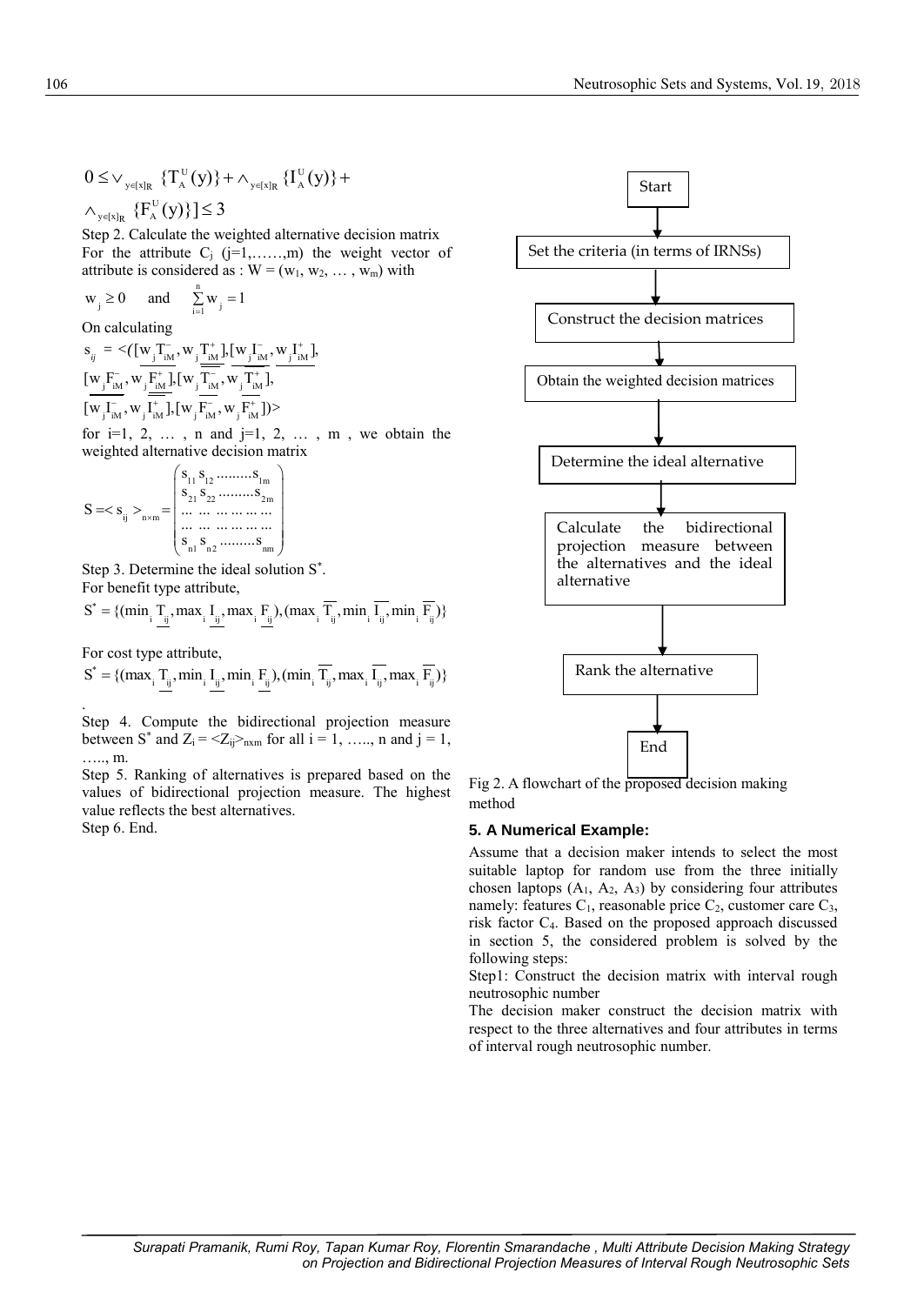$$0 \le \vee_{y\in[x]_R} \{T_A^U(y)\} + \wedge_{y\in[x]_R} \{I_A^U(y)\} + \wedge_{y\in[x]_R} \{F_A^U(y)\}] \le 3$$

Step 2. Calculate the weighted alternative decision matrix

For the attribute $C_j$ (j=1,……,m) the weight vector of attribute is considered as : $W = (w_1, w_2, \dots, w_m)$ with

$$w_j \ge 0 \quad \text{and} \quad \sum_{i=1}^{n} w_j = 1$$

On calculating

$$s_{ij} = <([w_j \underline{T}_{iM}^-, w_j \underline{T}_{iM}^+], [w_j \underline{I}_{iM}^-, w_j \underline{I}_{iM}^+], [w_j \underline{F}_{iM}^-, w_j \underline{F}_{iM}^+], [w_j \overline{T}_{iM}^-, w_j \overline{T}_{iM}^+], [w_j \overline{I}_{iM}^-, w_j \overline{I}_{iM}^+], [w_j \overline{F}_{iM}^-, w_j \overline{F}_{iM}^+])>$$

for i=1, 2, … , n and j=1, 2, … , m , we obtain the weighted alternative decision matrix

$$S = < s_{ij} >_{n\times m} = \begin{pmatrix} s_{11}\ s_{12}\ .........s_{1m} \\ s_{21}\ s_{22}\ .........s_{2m} \\ ...\ ...\ ...\ ...\ ...\ ... \\ ...\ ...\ ...\ ...\ ...\ ... \\ s_{n1}\ s_{n2}\ .........s_{nm} \end{pmatrix}$$

Step 3. Determine the ideal solution $S^*$.

For benefit type attribute,

$$S^* = \{(\min_i \underline{T}_{ij}, \max_i \underline{I}_{ij}, \max_i \underline{F}_{ij}), (\max_i \overline{T}_{ij}, \min_i \overline{I}_{ij}, \min_i \overline{F}_{ij})\}$$

For cost type attribute,

$$S^* = \{(\max_i \underline{T}_{ij}, \min_i \underline{I}_{ij}, \min_i \underline{F}_{ij}), (\min_i \overline{T}_{ij}, \max_i \overline{I}_{ij}, \max_i \overline{F}_{ij})\}$$

.

Step 4. Compute the bidirectional projection measure between $S^*$ and $Z_i = <Z_{ij}>_{n\times m}$ for all i = 1, ….., n and j = 1, ….., m.

Step 5. Ranking of alternatives is prepared based on the values of bidirectional projection measure. The highest value reflects the best alternatives.

Step 6. End.

Start → Set the criteria (in terms of IRNSs) → Construct the decision matrices → Obtain the weighted decision matrices → Determine the ideal alternative → Calculate the bidirectional projection measure between the alternatives and the ideal alternative → Rank the alternative → End

Fig 2. A flowchart of the proposed decision making method

## 5. A Numerical Example:

Assume that a decision maker intends to select the most suitable laptop for random use from the three initially chosen laptops ($A_1$, $A_2$, $A_3$) by considering four attributes namely: features $C_1$, reasonable price $C_2$, customer care $C_3$, risk factor $C_4$. Based on the proposed approach discussed in section 5, the considered problem is solved by the following steps:

Step1: Construct the decision matrix with interval rough neutrosophic number

The decision maker construct the decision matrix with respect to the three alternatives and four attributes in terms of interval rough neutrosophic number.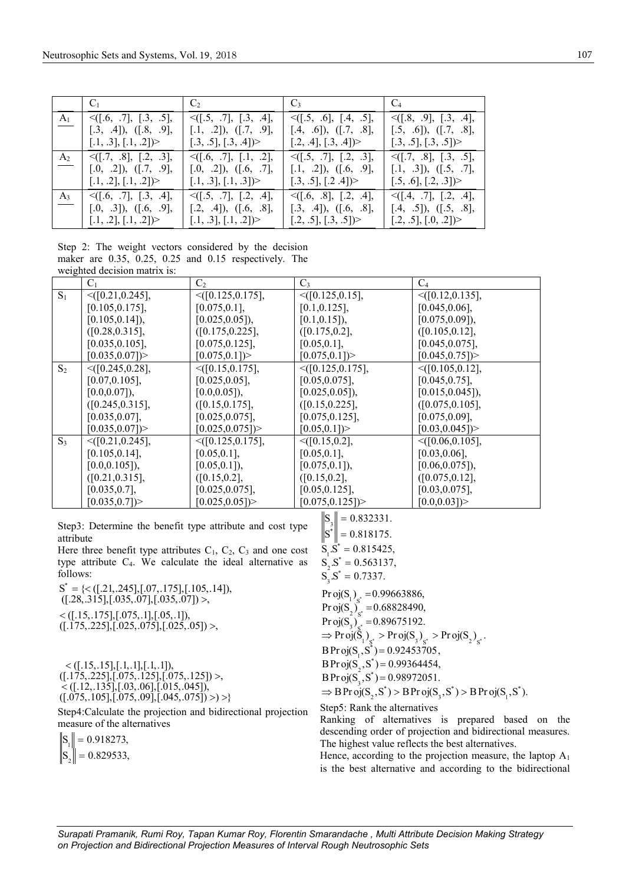|  | $C_1$ | $C_2$ | $C_3$ | $C_4$ |
|---|---|---|---|---|
| $A_1$ | <([.6, .7], [.3, .5], [.3, .4]), ([.8, .9], [.1, .3], [.1, .2])> | <([.5, .7], [.3, .4], [.1, .2]), ([.7, .9], [.3, .5], [.3, .4])> | <([.5, .6], [.4, .5], [.4, .6]), ([.7, .8], [.2, .4], [.3, .4])> | <([.8, .9], [.3, .4], [.5, .6]), ([.7, .8], [.3, .5], [.3, .5])> |
| $A_2$ | <([.7, .8], [.2, .3], [.0, .2]), ([.7, .9], [.1, .2], [.1, .2])> | <([.6, .7], [.1, .2], [.0, .2]), ([.6, .7], [.1, .3], [.1, .3])> | <([.5, .7], [.2, .3], [.1, .2]), ([.6, .9], [.3, .5], [.2 .4])> | <([.7, .8], [.3, .5], [.1, .3]), ([.5, .7], [.5, .6], [.2, .3])> |
| $A_3$ | <([.6, .7], [.3, .4], [.0, .3]), ([.6, .9], [.1, .2], [.1, .2])> | <([.5, .7], [.2, .4], [.2, .4]), ([.6, .8], [.1, .3], [.1, .2])> | <([.6, .8], [.2, .4], [.3, .4]), ([.6, .8], [.2, .5], [.3, .5])> | <([.4, .7], [.2, .4], [.4, .5]), ([.5, .8], [.2, .5], [.0, .2])> |

Step 2: The weight vectors considered by the decision maker are 0.35, 0.25, 0.25 and 0.15 respectively. The weighted decision matrix is:

|  | $C_1$ | $C_2$ | $C_3$ | $C_4$ |
|---|---|---|---|---|
| $S_1$ | <([0.21,0.245], [0.105,0.175], [0.105,0.14]), ([0.28,0.315], [0.035,0.105], [0.035,0.07])> | <([0.125,0.175], [0.075,0.1], [0.025,0.05]), ([0.175,0.225], [0.075,0.125], [0.075,0.1])> | <([0.125,0.15], [0.1,0.125], [0.1,0.15]), ([0.175,0.2], [0.05,0.1], [0.075,0.1])> | <([0.12,0.135], [0.045,0.06], [0.075,0.09]), ([0.105,0.12], [0.045,0.075], [0.045,0.75])> |
| $S_2$ | <([0.245,0.28], [0.07,0.105], [0.0,0.07]), ([0.245,0.315], [0.035,0.07], [0.035,0.07])> | <([0.15,0.175], [0.025,0.05], [0.0,0.05]), ([0.15,0.175], [0.025,0.075], [0.025,0.075])> | <([0.125,0.175], [0.05,0.075], [0.025,0.05]), ([0.15,0.225], [0.075,0.125], [0.05,0.1])> | <([0.105,0.12], [0.045,0.75], [0.015,0.045]), ([0.075,0.105], [0.075,0.09], [0.03,0.045])> |
| $S_3$ | <([0.21,0.245], [0.105,0.14], [0.0,0.105]), ([0.21,0.315], [0.035,0.7], [0.035,0.7])> | <([0.125,0.175], [0.05,0.1], [0.05,0.1]), ([0.15,0.2], [0.025,0.075], [0.025,0.05])> | <([0.15,0.2], [0.05,0.1], [0.075,0.1]), ([0.15,0.2], [0.05,0.125], [0.075,0.125])> | <([0.06,0.105], [0.03,0.06], [0.06,0.075]), ([0.075,0.12], [0.03,0.075], [0.0,0.03])> |

Step3: Determine the benefit type attribute and cost type attribute

Here three benefit type attributes $C_1$, $C_2$, $C_3$ and one cost type attribute $C_4$. We calculate the ideal alternative as follows:

$$S^* = \{<([.21,.245],[.07,.175],[.105,.14]), ([.28,.315],[.035,.07],[.035,.07])>,$$
$$<([.15,.175],[.075,.1],[.05,.1]), ([.175,.225],[.025,.075],[.025,.05])>,$$
$$<([.15,.15],[.1,.1],[.1,.1]), ([.175,.225],[.075,.125],[.075,.125])>,$$
$$<([.12,.135],[.03,.06],[.015,.045]), ([.075,.105],[.075,.09],[.045,.075])>)>\}$$

Step4: Calculate the projection and bidirectional projection measure of the alternatives

$$\|S_1\| = 0.918273,$$
$$\|S_2\| = 0.829533,$$
$$\|S_3\| = 0.832331.$$
$$\|S^*\| = 0.818175.$$
$$S_1.S^* = 0.815425,$$
$$S_2.S^* = 0.563137,$$
$$S_3.S^* = 0.7337.$$
$$\mathrm{Proj}(S_1)_{S^*} = 0.99663886,$$
$$\mathrm{Proj}(S_2)_{S^*} = 0.68828490,$$
$$\mathrm{Proj}(S_3)_{S^*} = 0.89675192.$$
$$\Rightarrow \mathrm{Proj}(S_1)_{S^*} > \mathrm{Proj}(S_3)_{S^*} > \mathrm{Proj}(S_2)_{S^*}.$$
$$\mathrm{BProj}(S_1, S^*) = 0.92453705,$$
$$\mathrm{BProj}(S_2, S^*) = 0.99364454,$$
$$\mathrm{BProj}(S_3, S^*) = 0.98972051.$$
$$\Rightarrow \mathrm{BProj}(S_2, S^*) > \mathrm{BProj}(S_3, S^*) > \mathrm{BProj}(S_1, S^*).$$

Step5: Rank the alternatives

Ranking of alternatives is prepared based on the descending order of projection and bidirectional measures. The highest value reflects the best alternatives.

Hence, according to the projection measure, the laptop $A_1$ is the best alternative and according to the bidirectional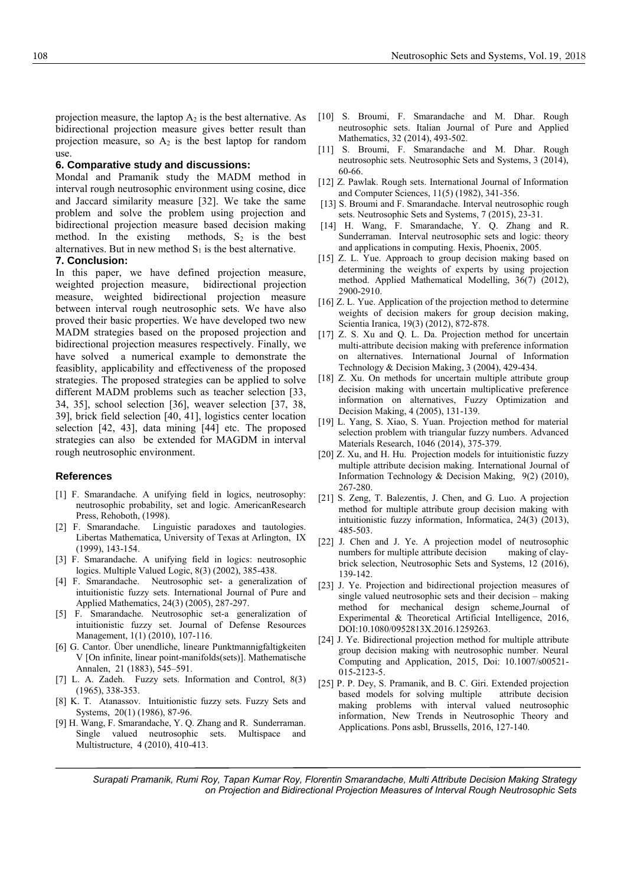projection measure, the laptop $A_2$ is the best alternative. As bidirectional projection measure gives better result than projection measure, so $A_2$ is the best laptop for random use.

## 6. Comparative study and discussions:

Mondal and Pramanik study the MADM method in interval rough neutrosophic environment using cosine, dice and Jaccard similarity measure [32]. We take the same problem and solve the problem using projection and bidirectional projection measure based decision making method. In the existing methods, $S_2$ is the best alternatives. But in new method $S_1$ is the best alternative.

## 7. Conclusion:

In this paper, we have defined projection measure, weighted projection measure, bidirectional projection measure, weighted bidirectional projection measure between interval rough neutrosophic sets. We have also proved their basic properties. We have developed two new MADM strategies based on the proposed projection and bidirectional projection measures respectively. Finally, we have solved a numerical example to demonstrate the feasiblity, applicability and effectiveness of the proposed strategies. The proposed strategies can be applied to solve different MADM problems such as teacher selection [33, 34, 35], school selection [36], weaver selection [37, 38, 39], brick field selection [40, 41], logistics center location selection [42, 43], data mining [44] etc. The proposed strategies can also be extended for MAGDM in interval rough neutrosophic environment.

## References

- [1] F. Smarandache. A unifying field in logics, neutrosophy: neutrosophic probability, set and logic. AmericanResearch Press, Rehoboth, (1998).
- [2] F. Smarandache. Linguistic paradoxes and tautologies. Libertas Mathematica, University of Texas at Arlington, IX (1999), 143-154.
- [3] F. Smarandache. A unifying field in logics: neutrosophic logics. Multiple Valued Logic, 8(3) (2002), 385-438.
- [4] F. Smarandache. Neutrosophic set- a generalization of intuitionistic fuzzy sets. International Journal of Pure and Applied Mathematics, 24(3) (2005), 287-297.
- [5] F. Smarandache. Neutrosophic set-a generalization of intuitionistic fuzzy set. Journal of Defense Resources Management, 1(1) (2010), 107-116.
- [6] G. Cantor. Über unendliche, lineare Punktmannigfaltigkeiten V [On infinite, linear point-manifolds(sets)]. Mathematische Annalen, 21 (1883), 545–591.
- [7] L. A. Zadeh. Fuzzy sets. Information and Control, 8(3) (1965), 338-353.
- [8] K. T. Atanassov. Intuitionistic fuzzy sets. Fuzzy Sets and Systems, 20(1) (1986), 87-96.
- [9] H. Wang, F. Smarandache, Y. Q. Zhang and R. Sunderraman. Single valued neutrosophic sets. Multispace and Multistructure, 4 (2010), 410-413.
- [10] S. Broumi, F. Smarandache and M. Dhar. Rough neutrosophic sets. Italian Journal of Pure and Applied Mathematics, 32 (2014), 493-502.
- [11] S. Broumi, F. Smarandache and M. Dhar. Rough neutrosophic sets. Neutrosophic Sets and Systems, 3 (2014), 60-66.
- [12] Z. Pawlak. Rough sets. International Journal of Information and Computer Sciences, 11(5) (1982), 341-356.
- [13] S. Broumi and F. Smarandache. Interval neutrosophic rough sets. Neutrosophic Sets and Systems, 7 (2015), 23-31.
- [14] H. Wang, F. Smarandache, Y. Q. Zhang and R. Sunderraman. Interval neutrosophic sets and logic: theory and applications in computing. Hexis, Phoenix, 2005.
- [15] Z. L. Yue. Approach to group decision making based on determining the weights of experts by using projection method. Applied Mathematical Modelling, 36(7) (2012), 2900-2910.
- [16] Z. L. Yue. Application of the projection method to determine weights of decision makers for group decision making, Scientia Iranica, 19(3) (2012), 872-878.
- [17] Z. S. Xu and Q. L. Da. Projection method for uncertain multi-attribute decision making with preference information on alternatives. International Journal of Information Technology & Decision Making, 3 (2004), 429-434.
- [18] Z. Xu. On methods for uncertain multiple attribute group decision making with uncertain multiplicative preference information on alternatives, Fuzzy Optimization and Decision Making, 4 (2005), 131-139.
- [19] L. Yang, S. Xiao, S. Yuan. Projection method for material selection problem with triangular fuzzy numbers. Advanced Materials Research, 1046 (2014), 375-379.
- [20] Z. Xu, and H. Hu. Projection models for intuitionistic fuzzy multiple attribute decision making. International Journal of Information Technology & Decision Making, 9(2) (2010), 267-280.
- [21] S. Zeng, T. Balezentis, J. Chen, and G. Luo. A projection method for multiple attribute group decision making with intuitionistic fuzzy information, Informatica, 24(3) (2013), 485-503.
- [22] J. Chen and J. Ye. A projection model of neutrosophic numbers for multiple attribute decision making of clay-brick selection, Neutrosophic Sets and Systems, 12 (2016), 139-142.
- [23] J. Ye. Projection and bidirectional projection measures of single valued neutrosophic sets and their decision – making method for mechanical design scheme,Journal of Experimental & Theoretical Artificial Intelligence, 2016, DOI:10.1080/0952813X.2016.1259263.
- [24] J. Ye. Bidirectional projection method for multiple attribute group decision making with neutrosophic number. Neural Computing and Application, 2015, Doi: 10.1007/s00521-015-2123-5.
- [25] P. P. Dey, S. Pramanik, and B. C. Giri. Extended projection based models for solving multiple attribute decision making problems with interval valued neutrosophic information, New Trends in Neutrosophic Theory and Applications. Pons asbl, Brussells, 2016, 127-140.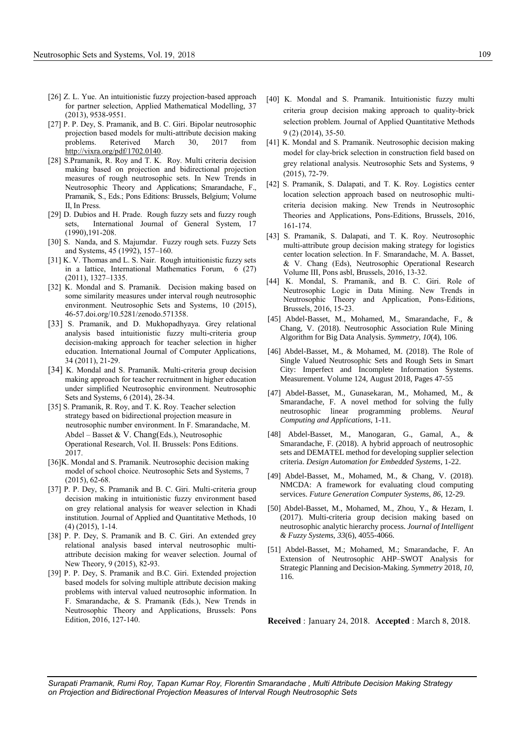[26] Z. L. Yue. An intuitionistic fuzzy projection-based approach for partner selection, Applied Mathematical Modelling, 37 (2013), 9538-9551.

[27] P. P. Dey, S. Pramanik, and B. C. Giri. Bipolar neutrosophic projection based models for multi-attribute decision making problems. Reterived March 30, 2017 from http://vixra.org/pdf/1702.0140.

[28] S.Pramanik, R. Roy and T. K. Roy. Multi criteria decision making based on projection and bidirectional projection measures of rough neutrosophic sets. In New Trends in Neutrosophic Theory and Applications; Smarandache, F., Pramanik, S., Eds.; Pons Editions: Brussels, Belgium; Volume II, In Press.

[29] D. Dubios and H. Prade. Rough fuzzy sets and fuzzy rough sets, International Journal of General System, 17 (1990),191-208.

[30] S. Nanda, and S. Majumdar. Fuzzy rough sets. Fuzzy Sets and Systems, 45 (1992), 157–160.

[31] K. V. Thomas and L. S. Nair. Rough intuitionistic fuzzy sets in a lattice, International Mathematics Forum, 6 (27) (2011), 1327–1335.

[32] K. Mondal and S. Pramanik. Decision making based on some similarity measures under interval rough neutrosophic environment. Neutrosophic Sets and Systems, 10 (2015), 46-57.doi.org/10.5281/zenodo.571358.

[33] S. Pramanik, and D. Mukhopadhyaya. Grey relational analysis based intuitionistic fuzzy multi-criteria group decision-making approach for teacher selection in higher education. International Journal of Computer Applications, 34 (2011), 21-29.

[34] K. Mondal and S. Pramanik. Multi-criteria group decision making approach for teacher recruitment in higher education under simplified Neutrosophic environment. Neutrosophic Sets and Systems, 6 (2014), 28-34.

[35] S. Pramanik, R. Roy, and T. K. Roy. Teacher selection strategy based on bidirectional projection measure in neutrosophic number environment. In F. Smarandache, M. Abdel – Basset & V. Chang(Eds.), Neutrosophic Operational Research, Vol. II. Brussels: Pons Editions. 2017.

[36]K. Mondal and S. Pramanik. Neutrosophic decision making model of school choice. Neutrosophic Sets and Systems, 7 (2015), 62-68.

[37] P. P. Dey, S. Pramanik and B. C. Giri. Multi-criteria group decision making in intuitionistic fuzzy environment based on grey relational analysis for weaver selection in Khadi institution. Journal of Applied and Quantitative Methods, 10 (4) (2015), 1-14.

[38] P. P. Dey, S. Pramanik and B. C. Giri. An extended grey relational analysis based interval neutrosophic multi-attribute decision making for weaver selection. Journal of New Theory, 9 (2015), 82-93.

[39] P. P. Dey, S. Pramanik and B.C. Giri. Extended projection based models for solving multiple attribute decision making problems with interval valued neutrosophic information. In F. Smarandache, & S. Pramanik (Eds.), New Trends in Neutrosophic Theory and Applications, Brussels: Pons Edition, 2016, 127-140.

[40] K. Mondal and S. Pramanik. Intuitionistic fuzzy multi criteria group decision making approach to quality-brick selection problem. Journal of Applied Quantitative Methods 9 (2) (2014), 35-50.

[41] K. Mondal and S. Pramanik. Neutrosophic decision making model for clay-brick selection in construction field based on grey relational analysis. Neutrosophic Sets and Systems, 9 (2015), 72-79.

[42] S. Pramanik, S. Dalapati, and T. K. Roy. Logistics center location selection approach based on neutrosophic multi-criteria decision making. New Trends in Neutrosophic Theories and Applications, Pons-Editions, Brussels, 2016, 161-174.

[43] S. Pramanik, S. Dalapati, and T. K. Roy. Neutrosophic multi-attribute group decision making strategy for logistics center location selection. In F. Smarandache, M. A. Basset, & V. Chang (Eds), Neutrosophic Operational Research Volume III, Pons asbl, Brussels, 2016, 13-32.

[44] K. Mondal, S. Pramanik, and B. C. Giri. Role of Neutrosophic Logic in Data Mining. New Trends in Neutrosophic Theory and Application, Pons-Editions, Brussels, 2016, 15-23.

[45] Abdel-Basset, M., Mohamed, M., Smarandache, F., & Chang, V. (2018). Neutrosophic Association Rule Mining Algorithm for Big Data Analysis. *Symmetry*, *10*(4), 106.

[46] Abdel-Basset, M., & Mohamed, M. (2018). The Role of Single Valued Neutrosophic Sets and Rough Sets in Smart City: Imperfect and Incomplete Information Systems. Measurement. Volume 124, August 2018, Pages 47-55

[47] Abdel-Basset, M., Gunasekaran, M., Mohamed, M., & Smarandache, F. A novel method for solving the fully neutrosophic linear programming problems. *Neural Computing and Applications*, 1-11.

[48] Abdel-Basset, M., Manogaran, G., Gamal, A., & Smarandache, F. (2018). A hybrid approach of neutrosophic sets and DEMATEL method for developing supplier selection criteria. *Design Automation for Embedded Systems*, 1-22.

[49] Abdel-Basset, M., Mohamed, M., & Chang, V. (2018). NMCDA: A framework for evaluating cloud computing services. *Future Generation Computer Systems*, *86*, 12-29.

[50] Abdel-Basset, M., Mohamed, M., Zhou, Y., & Hezam, I. (2017). Multi-criteria group decision making based on neutrosophic analytic hierarchy process. *Journal of Intelligent & Fuzzy Systems*, *33*(6), 4055-4066.

[51] Abdel-Basset, M.; Mohamed, M.; Smarandache, F. An Extension of Neutrosophic AHP–SWOT Analysis for Strategic Planning and Decision-Making. *Symmetry* 2018, *10*, 116.

**Received** : January 24, 2018. **Accepted** : March 8, 2018.